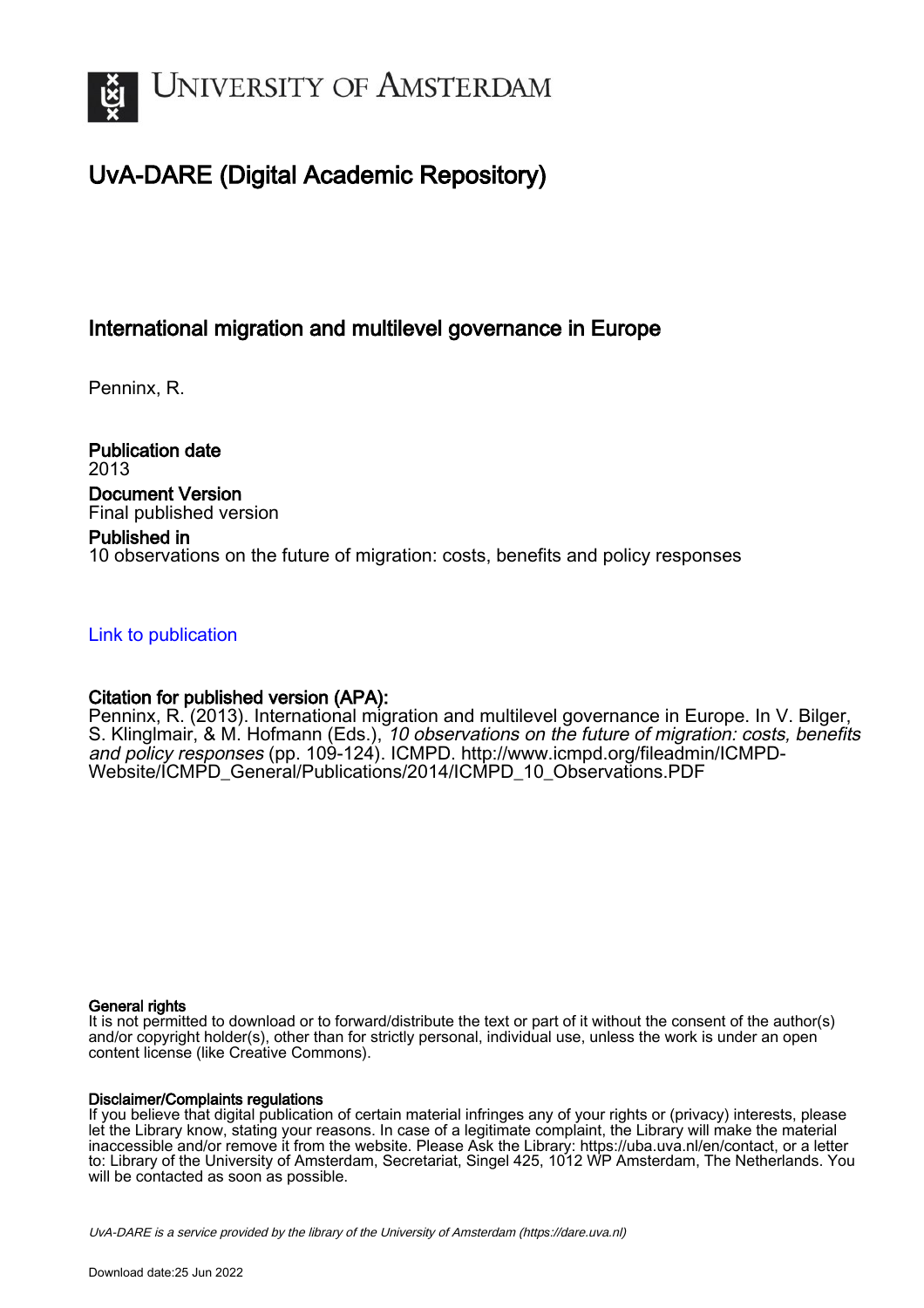# UvA-DARE (Digital Academic Repository)

## International migration and multilevel governance in Europe

Penninx, R.

**Publication date**
2013

**Document Version**
Final published version

**Published in**
10 observations on the future of migration: costs, benefits and policy responses

[Link to publication](#)

**Citation for published version (APA):**
Penninx, R. (2013). International migration and multilevel governance in Europe. In V. Bilger, S. Klinglmair, & M. Hofmann (Eds.), *10 observations on the future of migration: costs, benefits and policy responses* (pp. 109-124). ICMPD. http://www.icmpd.org/fileadmin/ICMPD-Website/ICMPD_General/Publications/2014/ICMPD_10_Observations.PDF

**General rights**
It is not permitted to download or to forward/distribute the text or part of it without the consent of the author(s) and/or copyright holder(s), other than for strictly personal, individual use, unless the work is under an open content license (like Creative Commons).

**Disclaimer/Complaints regulations**
If you believe that digital publication of certain material infringes any of your rights or (privacy) interests, please let the Library know, stating your reasons. In case of a legitimate complaint, the Library will make the material inaccessible and/or remove it from the website. Please Ask the Library: https://uba.uva.nl/en/contact, or a letter to: Library of the University of Amsterdam, Secretariat, Singel 425, 1012 WP Amsterdam, The Netherlands. You will be contacted as soon as possible.

*UvA-DARE is a service provided by the library of the University of Amsterdam (https://dare.uva.nl)*

Download date:25 Jun 2022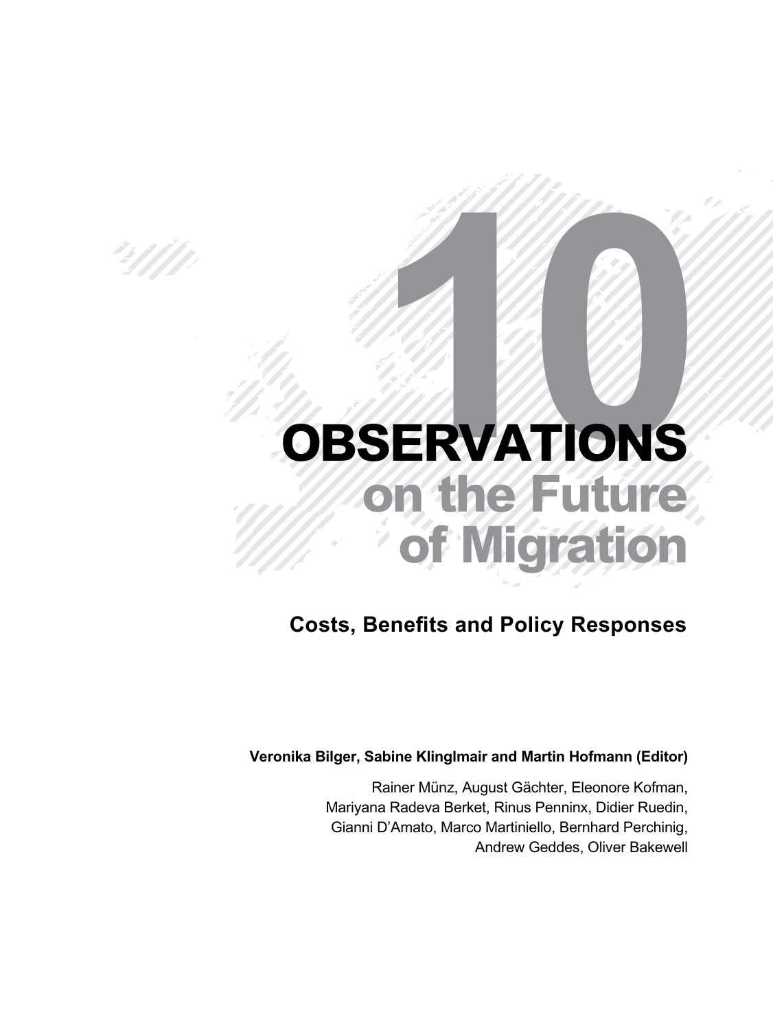# 10 OBSERVATIONS on the Future of Migration

## Costs, Benefits and Policy Responses

**Veronika Bilger, Sabine Klinglmair and Martin Hofmann (Editor)**

Rainer Münz, August Gächter, Eleonore Kofman, Mariyana Radeva Berket, Rinus Penninx, Didier Ruedin, Gianni D'Amato, Marco Martiniello, Bernhard Perchinig, Andrew Geddes, Oliver Bakewell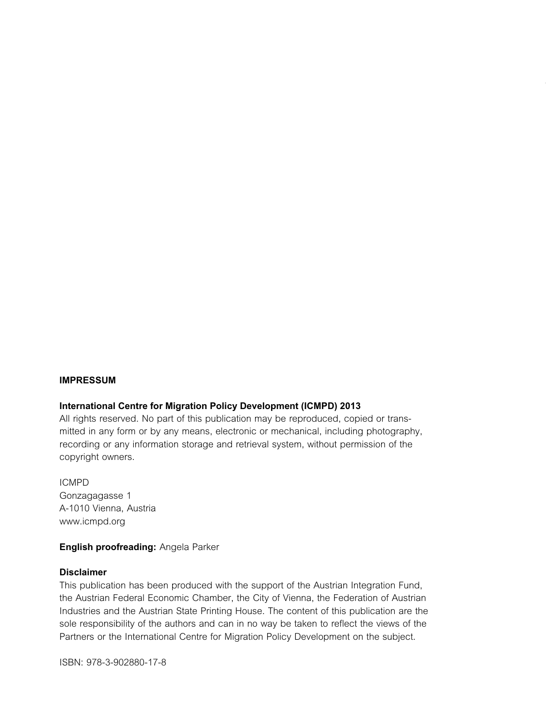**IMPRESSUM**

**International Centre for Migration Policy Development (ICMPD) 2013**
All rights reserved. No part of this publication may be reproduced, copied or transmitted in any form or by any means, electronic or mechanical, including photography, recording or any information storage and retrieval system, without permission of the copyright owners.

ICMPD
Gonzagagasse 1
A-1010 Vienna, Austria
www.icmpd.org

**English proofreading:** Angela Parker

**Disclaimer**
This publication has been produced with the support of the Austrian Integration Fund, the Austrian Federal Economic Chamber, the City of Vienna, the Federation of Austrian Industries and the Austrian State Printing House. The content of this publication are the sole responsibility of the authors and can in no way be taken to reflect the views of the Partners or the International Centre for Migration Policy Development on the subject.

ISBN: 978-3-902880-17-8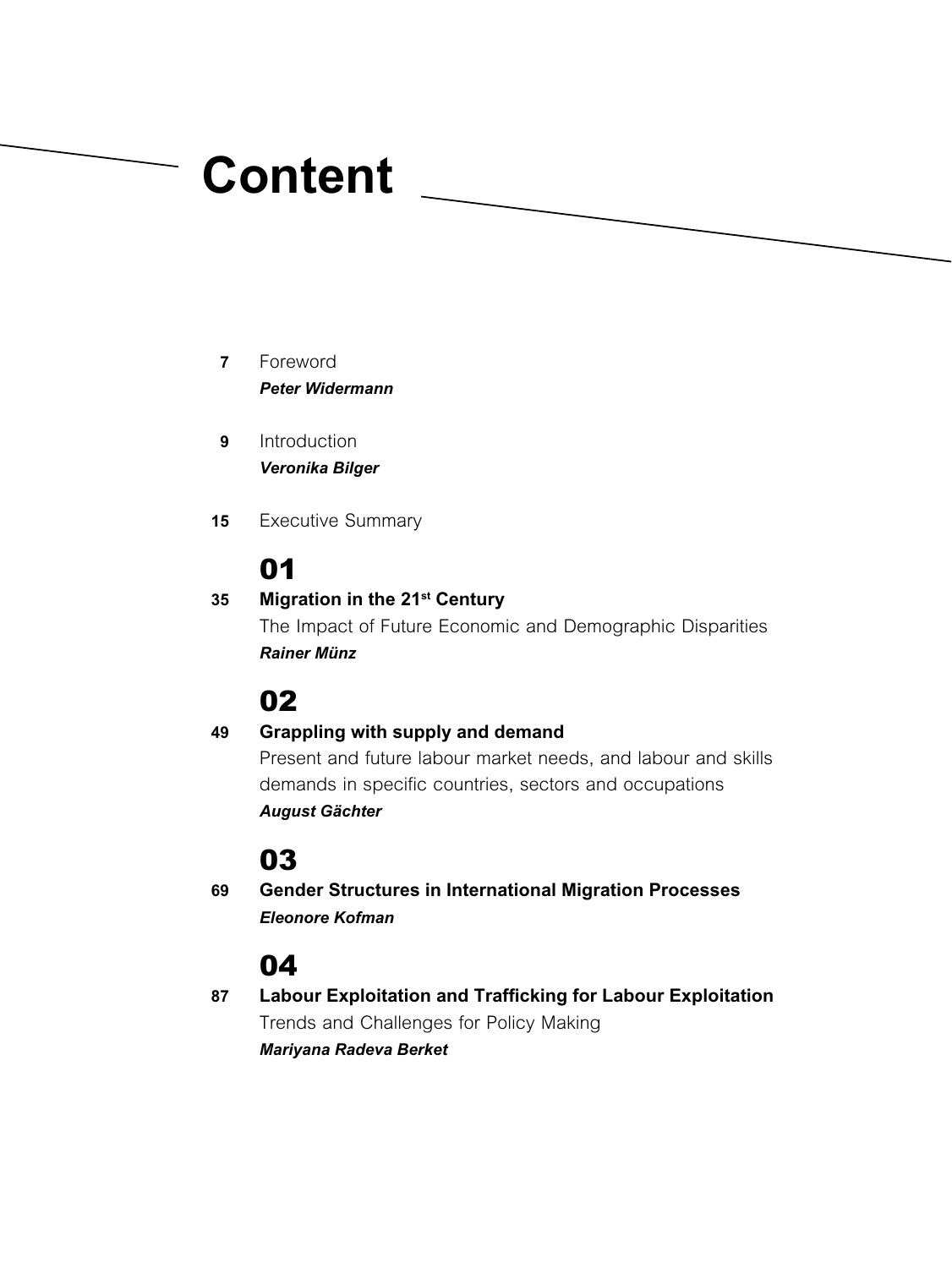# Content

**7** Foreword
***Peter Widermann***

**9** Introduction
***Veronika Bilger***

**15** Executive Summary

## 01

**35** **Migration in the 21st Century**
The Impact of Future Economic and Demographic Disparities
***Rainer Münz***

## 02

**49** **Grappling with supply and demand**
Present and future labour market needs, and labour and skills demands in specific countries, sectors and occupations
***August Gächter***

## 03

**69** **Gender Structures in International Migration Processes**
***Eleonore Kofman***

## 04

**87** **Labour Exploitation and Trafficking for Labour Exploitation**
Trends and Challenges for Policy Making
***Mariyana Radeva Berket***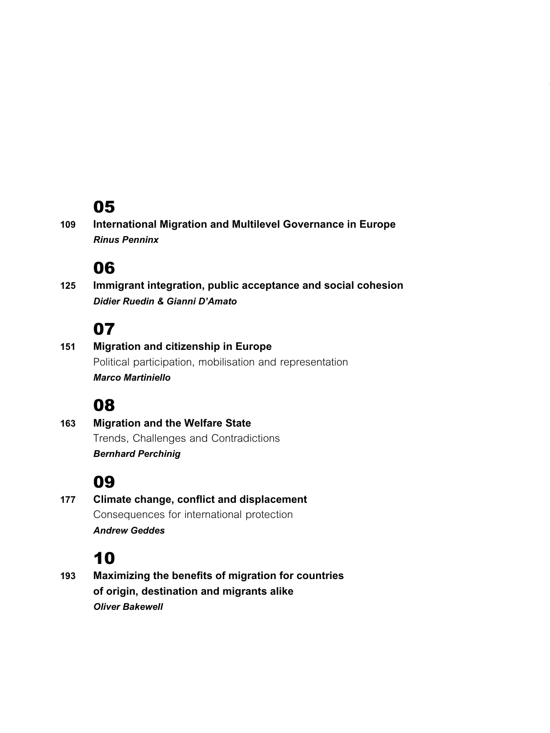## 05

**109** **International Migration and Multilevel Governance in Europe**
***Rinus Penninx***

## 06

**125** **Immigrant integration, public acceptance and social cohesion**
***Didier Ruedin & Gianni D'Amato***

## 07

**151** **Migration and citizenship in Europe**
Political participation, mobilisation and representation
***Marco Martiniello***

## 08

**163** **Migration and the Welfare State**
Trends, Challenges and Contradictions
***Bernhard Perchinig***

## 09

**177** **Climate change, conflict and displacement**
Consequences for international protection
***Andrew Geddes***

## 10

**193** **Maximizing the benefits of migration for countries of origin, destination and migrants alike**
***Oliver Bakewell***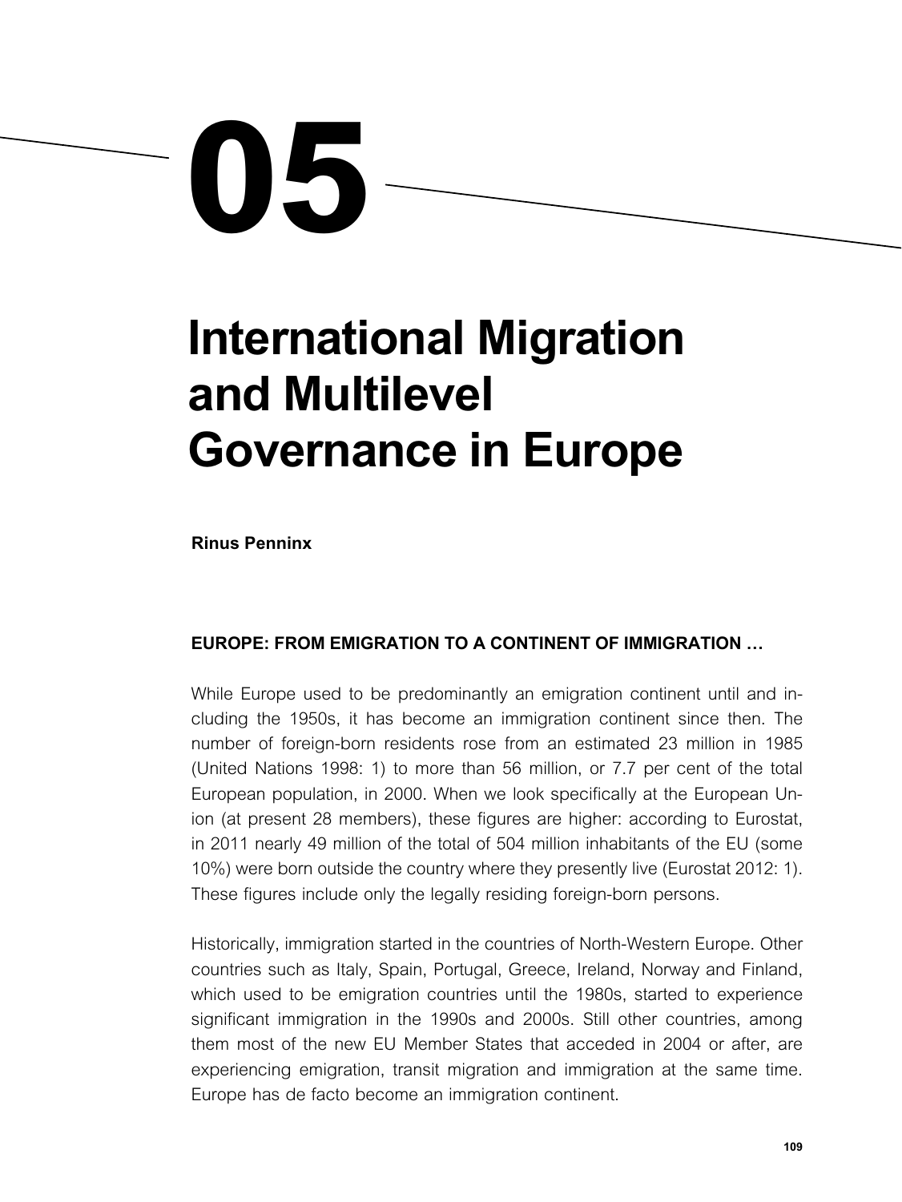# 05

# International Migration and Multilevel Governance in Europe

**Rinus Penninx**

## EUROPE: FROM EMIGRATION TO A CONTINENT OF IMMIGRATION …

While Europe used to be predominantly an emigration continent until and including the 1950s, it has become an immigration continent since then. The number of foreign-born residents rose from an estimated 23 million in 1985 (United Nations 1998: 1) to more than 56 million, or 7.7 per cent of the total European population, in 2000. When we look specifically at the European Union (at present 28 members), these figures are higher: according to Eurostat, in 2011 nearly 49 million of the total of 504 million inhabitants of the EU (some 10%) were born outside the country where they presently live (Eurostat 2012: 1). These figures include only the legally residing foreign-born persons.

Historically, immigration started in the countries of North-Western Europe. Other countries such as Italy, Spain, Portugal, Greece, Ireland, Norway and Finland, which used to be emigration countries until the 1980s, started to experience significant immigration in the 1990s and 2000s. Still other countries, among them most of the new EU Member States that acceded in 2004 or after, are experiencing emigration, transit migration and immigration at the same time. Europe has de facto become an immigration continent.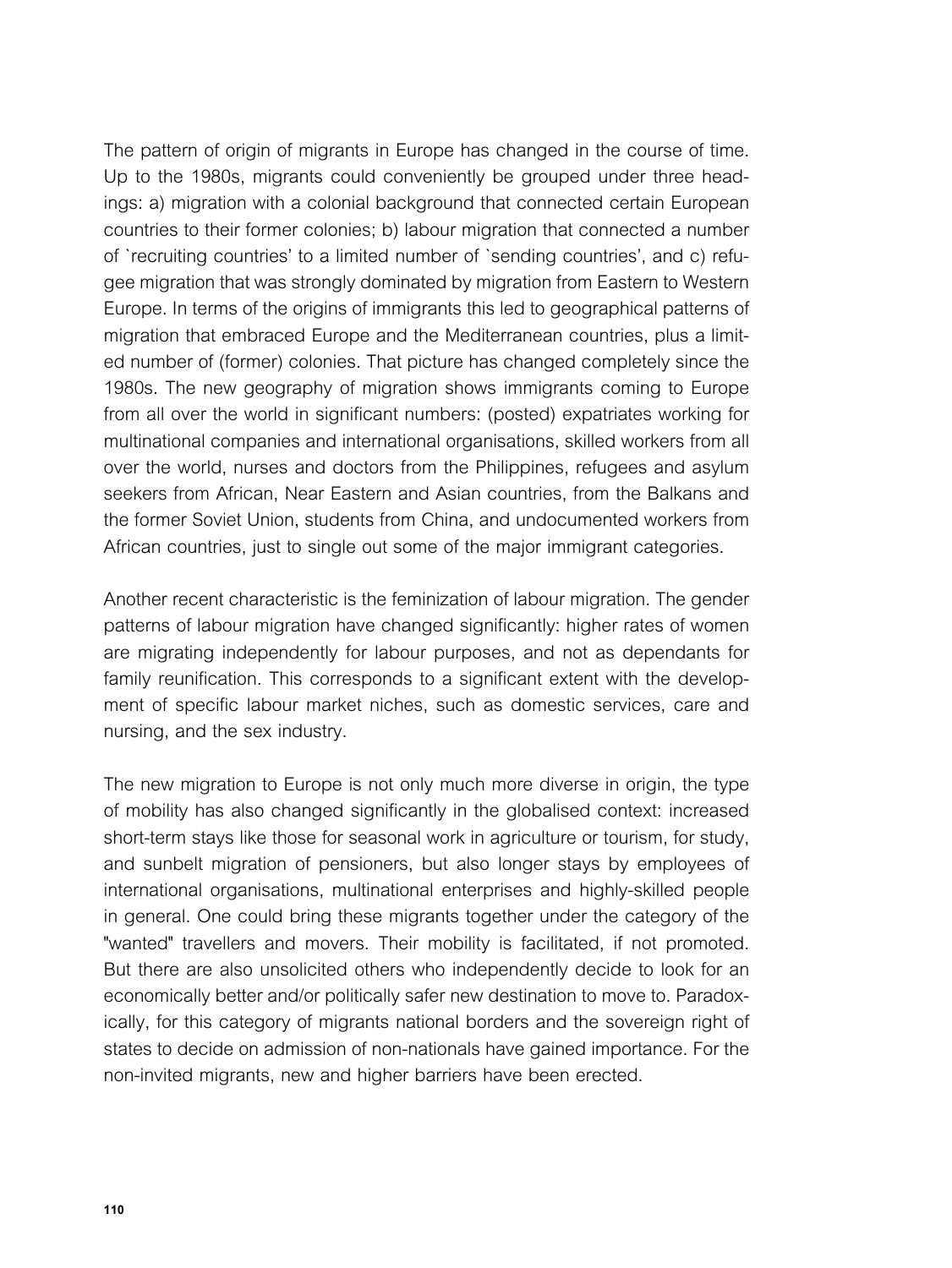The pattern of origin of migrants in Europe has changed in the course of time. Up to the 1980s, migrants could conveniently be grouped under three headings: a) migration with a colonial background that connected certain European countries to their former colonies; b) labour migration that connected a number of `recruiting countries' to a limited number of `sending countries', and c) refugee migration that was strongly dominated by migration from Eastern to Western Europe. In terms of the origins of immigrants this led to geographical patterns of migration that embraced Europe and the Mediterranean countries, plus a limited number of (former) colonies. That picture has changed completely since the 1980s. The new geography of migration shows immigrants coming to Europe from all over the world in significant numbers: (posted) expatriates working for multinational companies and international organisations, skilled workers from all over the world, nurses and doctors from the Philippines, refugees and asylum seekers from African, Near Eastern and Asian countries, from the Balkans and the former Soviet Union, students from China, and undocumented workers from African countries, just to single out some of the major immigrant categories.

Another recent characteristic is the feminization of labour migration. The gender patterns of labour migration have changed significantly: higher rates of women are migrating independently for labour purposes, and not as dependants for family reunification. This corresponds to a significant extent with the development of specific labour market niches, such as domestic services, care and nursing, and the sex industry.

The new migration to Europe is not only much more diverse in origin, the type of mobility has also changed significantly in the globalised context: increased short-term stays like those for seasonal work in agriculture or tourism, for study, and sunbelt migration of pensioners, but also longer stays by employees of international organisations, multinational enterprises and highly-skilled people in general. One could bring these migrants together under the category of the "wanted" travellers and movers. Their mobility is facilitated, if not promoted. But there are also unsolicited others who independently decide to look for an economically better and/or politically safer new destination to move to. Paradoxically, for this category of migrants national borders and the sovereign right of states to decide on admission of non-nationals have gained importance. For the non-invited migrants, new and higher barriers have been erected.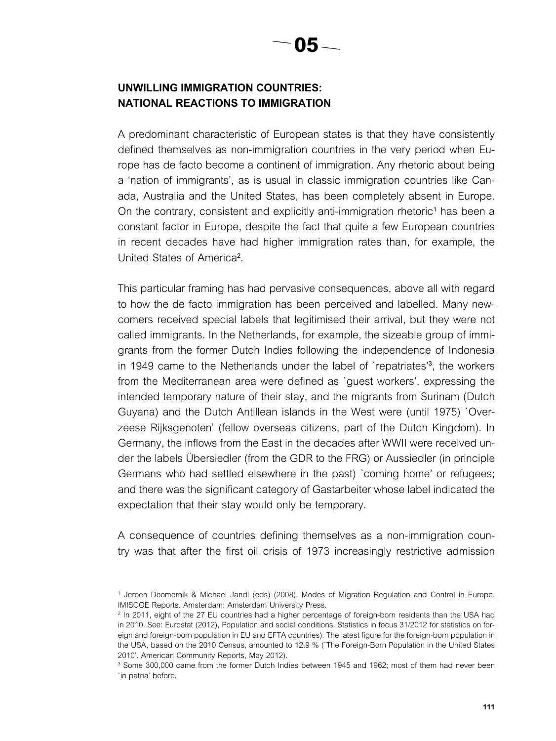# 05

## UNWILLING IMMIGRATION COUNTRIES: NATIONAL REACTIONS TO IMMIGRATION

A predominant characteristic of European states is that they have consistently defined themselves as non-immigration countries in the very period when Europe has de facto become a continent of immigration. Any rhetoric about being a 'nation of immigrants', as is usual in classic immigration countries like Canada, Australia and the United States, has been completely absent in Europe. On the contrary, consistent and explicitly anti-immigration rhetoric[1] has been a constant factor in Europe, despite the fact that quite a few European countries in recent decades have had higher immigration rates than, for example, the United States of America[2].

This particular framing has had pervasive consequences, above all with regard to how the de facto immigration has been perceived and labelled. Many newcomers received special labels that legitimised their arrival, but they were not called immigrants. In the Netherlands, for example, the sizeable group of immigrants from the former Dutch Indies following the independence of Indonesia in 1949 came to the Netherlands under the label of `repatriates'[3], the workers from the Mediterranean area were defined as `guest workers', expressing the intended temporary nature of their stay, and the migrants from Surinam (Dutch Guyana) and the Dutch Antillean islands in the West were (until 1975) `Overzeese Rijksgenoten' (fellow overseas citizens, part of the Dutch Kingdom). In Germany, the inflows from the East in the decades after WWII were received under the labels Übersiedler (from the GDR to the FRG) or Aussiedler (in principle Germans who had settled elsewhere in the past) `coming home' or refugees; and there was the significant category of Gastarbeiter whose label indicated the expectation that their stay would only be temporary.

A consequence of countries defining themselves as a non-immigration country was that after the first oil crisis of 1973 increasingly restrictive admission

---

[1] Jeroen Doomernik & Michael Jandl (eds) (2008), Modes of Migration Regulation and Control in Europe. IMISCOE Reports. Amsterdam: Amsterdam University Press.

[2] In 2011, eight of the 27 EU countries had a higher percentage of foreign-born residents than the USA had in 2010. See: Eurostat (2012), Population and social conditions. Statistics in focus 31/2012 for statistics on foreign and foreign-born population in EU and EFTA countries). The latest figure for the foreign-born population in the USA, based on the 2010 Census, amounted to 12.9 % (`The Foreign-Born Population in the United States 2010'. American Community Reports, May 2012).

[3] Some 300,000 came from the former Dutch Indies between 1945 and 1962; most of them had never been `in patria' before.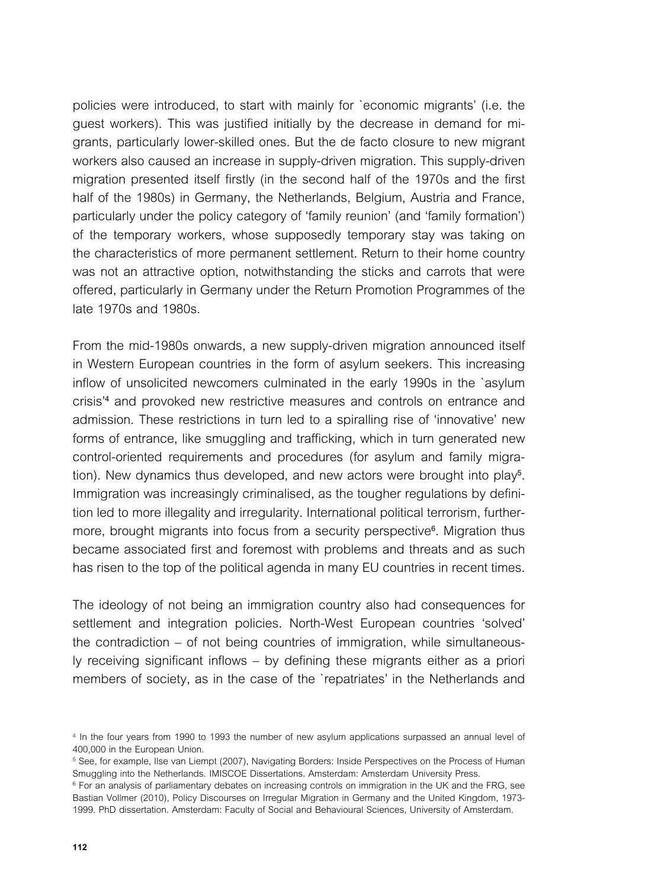policies were introduced, to start with mainly for `economic migrants' (i.e. the guest workers). This was justified initially by the decrease in demand for migrants, particularly lower-skilled ones. But the de facto closure to new migrant workers also caused an increase in supply-driven migration. This supply-driven migration presented itself firstly (in the second half of the 1970s and the first half of the 1980s) in Germany, the Netherlands, Belgium, Austria and France, particularly under the policy category of 'family reunion' (and 'family formation') of the temporary workers, whose supposedly temporary stay was taking on the characteristics of more permanent settlement. Return to their home country was not an attractive option, notwithstanding the sticks and carrots that were offered, particularly in Germany under the Return Promotion Programmes of the late 1970s and 1980s.

From the mid-1980s onwards, a new supply-driven migration announced itself in Western European countries in the form of asylum seekers. This increasing inflow of unsolicited newcomers culminated in the early 1990s in the `asylum crisis'[4] and provoked new restrictive measures and controls on entrance and admission. These restrictions in turn led to a spiralling rise of 'innovative' new forms of entrance, like smuggling and trafficking, which in turn generated new control-oriented requirements and procedures (for asylum and family migration). New dynamics thus developed, and new actors were brought into play[5]. Immigration was increasingly criminalised, as the tougher regulations by definition led to more illegality and irregularity. International political terrorism, furthermore, brought migrants into focus from a security perspective[6]. Migration thus became associated first and foremost with problems and threats and as such has risen to the top of the political agenda in many EU countries in recent times.

The ideology of not being an immigration country also had consequences for settlement and integration policies. North-West European countries 'solved' the contradiction – of not being countries of immigration, while simultaneously receiving significant inflows – by defining these migrants either as a priori members of society, as in the case of the `repatriates' in the Netherlands and

[4] In the four years from 1990 to 1993 the number of new asylum applications surpassed an annual level of 400,000 in the European Union.

[5] See, for example, Ilse van Liempt (2007), Navigating Borders: Inside Perspectives on the Process of Human Smuggling into the Netherlands. IMISCOE Dissertations. Amsterdam: Amsterdam University Press.

[6] For an analysis of parliamentary debates on increasing controls on immigration in the UK and the FRG, see Bastian Vollmer (2010), Policy Discourses on Irregular Migration in Germany and the United Kingdom, 1973-1999. PhD dissertation. Amsterdam: Faculty of Social and Behavioural Sciences, University of Amsterdam.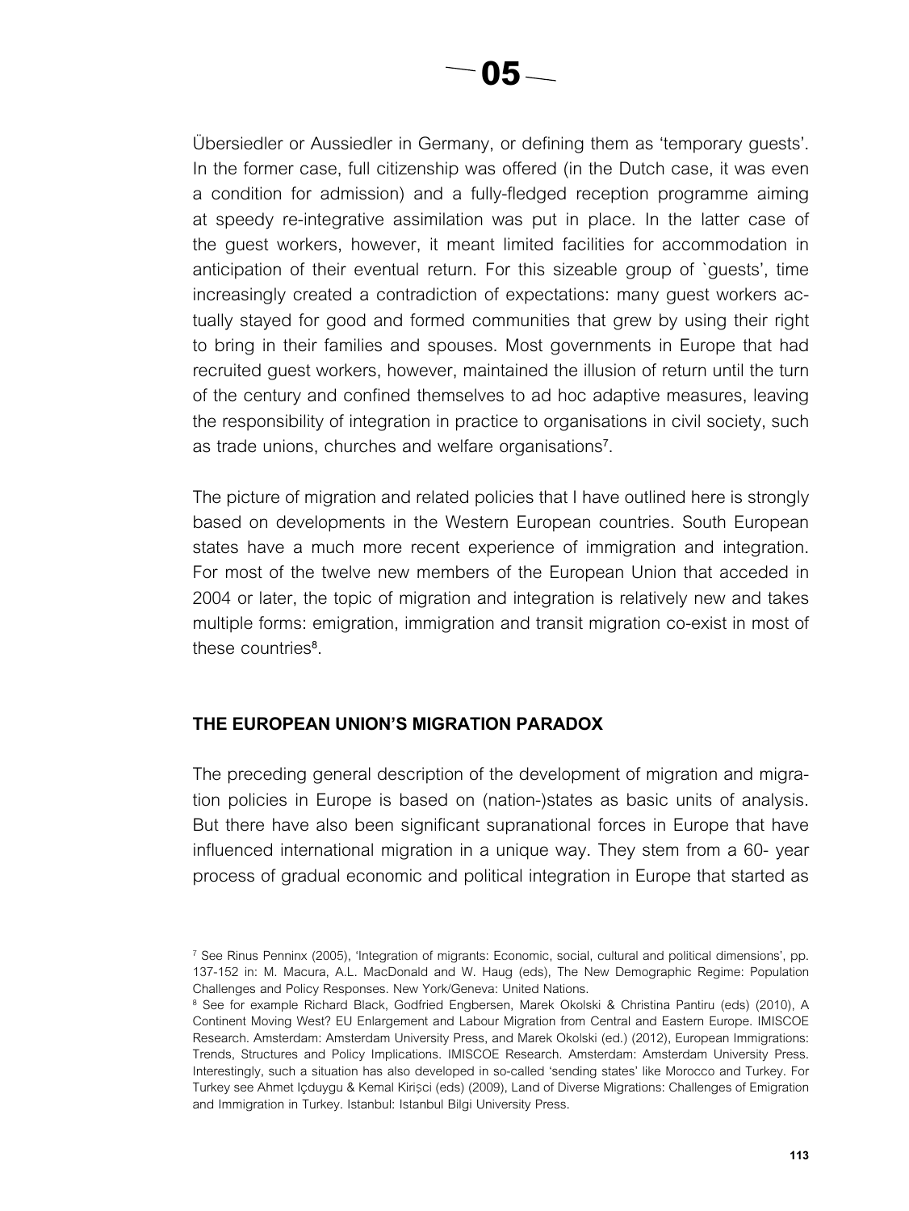Übersiedler or Aussiedler in Germany, or defining them as 'temporary guests'. In the former case, full citizenship was offered (in the Dutch case, it was even a condition for admission) and a fully-fledged reception programme aiming at speedy re-integrative assimilation was put in place. In the latter case of the guest workers, however, it meant limited facilities for accommodation in anticipation of their eventual return. For this sizeable group of `guests', time increasingly created a contradiction of expectations: many guest workers actually stayed for good and formed communities that grew by using their right to bring in their families and spouses. Most governments in Europe that had recruited guest workers, however, maintained the illusion of return until the turn of the century and confined themselves to ad hoc adaptive measures, leaving the responsibility of integration in practice to organisations in civil society, such as trade unions, churches and welfare organisations[7].

The picture of migration and related policies that I have outlined here is strongly based on developments in the Western European countries. South European states have a much more recent experience of immigration and integration. For most of the twelve new members of the European Union that acceded in 2004 or later, the topic of migration and integration is relatively new and takes multiple forms: emigration, immigration and transit migration co-exist in most of these countries[8].

## THE EUROPEAN UNION'S MIGRATION PARADOX

The preceding general description of the development of migration and migration policies in Europe is based on (nation-)states as basic units of analysis. But there have also been significant supranational forces in Europe that have influenced international migration in a unique way. They stem from a 60- year process of gradual economic and political integration in Europe that started as

---

[7] See Rinus Penninx (2005), 'Integration of migrants: Economic, social, cultural and political dimensions', pp. 137-152 in: M. Macura, A.L. MacDonald and W. Haug (eds), The New Demographic Regime: Population Challenges and Policy Responses. New York/Geneva: United Nations.

[8] See for example Richard Black, Godfried Engbersen, Marek Okolski & Christina Pantiru (eds) (2010), A Continent Moving West? EU Enlargement and Labour Migration from Central and Eastern Europe. IMISCOE Research. Amsterdam: Amsterdam University Press, and Marek Okolski (ed.) (2012), European Immigrations: Trends, Structures and Policy Implications. IMISCOE Research. Amsterdam: Amsterdam University Press. Interestingly, such a situation has also developed in so-called 'sending states' like Morocco and Turkey. For Turkey see Ahmet Içduygu & Kemal Kirişci (eds) (2009), Land of Diverse Migrations: Challenges of Emigration and Immigration in Turkey. Istanbul: Istanbul Bilgi University Press.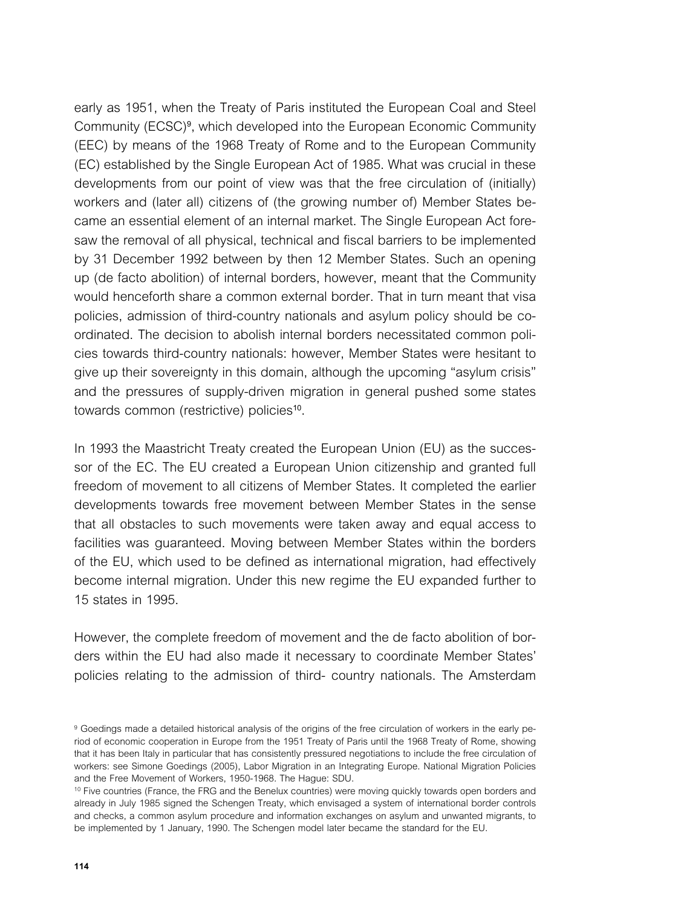early as 1951, when the Treaty of Paris instituted the European Coal and Steel Community (ECSC)[9], which developed into the European Economic Community (EEC) by means of the 1968 Treaty of Rome and to the European Community (EC) established by the Single European Act of 1985. What was crucial in these developments from our point of view was that the free circulation of (initially) workers and (later all) citizens of (the growing number of) Member States became an essential element of an internal market. The Single European Act foresaw the removal of all physical, technical and fiscal barriers to be implemented by 31 December 1992 between by then 12 Member States. Such an opening up (de facto abolition) of internal borders, however, meant that the Community would henceforth share a common external border. That in turn meant that visa policies, admission of third-country nationals and asylum policy should be coordinated. The decision to abolish internal borders necessitated common policies towards third-country nationals: however, Member States were hesitant to give up their sovereignty in this domain, although the upcoming "asylum crisis" and the pressures of supply-driven migration in general pushed some states towards common (restrictive) policies[10].

In 1993 the Maastricht Treaty created the European Union (EU) as the successor of the EC. The EU created a European Union citizenship and granted full freedom of movement to all citizens of Member States. It completed the earlier developments towards free movement between Member States in the sense that all obstacles to such movements were taken away and equal access to facilities was guaranteed. Moving between Member States within the borders of the EU, which used to be defined as international migration, had effectively become internal migration. Under this new regime the EU expanded further to 15 states in 1995.

However, the complete freedom of movement and the de facto abolition of borders within the EU had also made it necessary to coordinate Member States' policies relating to the admission of third- country nationals. The Amsterdam

[9] Goedings made a detailed historical analysis of the origins of the free circulation of workers in the early period of economic cooperation in Europe from the 1951 Treaty of Paris until the 1968 Treaty of Rome, showing that it has been Italy in particular that has consistently pressured negotiations to include the free circulation of workers: see Simone Goedings (2005), Labor Migration in an Integrating Europe. National Migration Policies and the Free Movement of Workers, 1950-1968. The Hague: SDU.

[10] Five countries (France, the FRG and the Benelux countries) were moving quickly towards open borders and already in July 1985 signed the Schengen Treaty, which envisaged a system of international border controls and checks, a common asylum procedure and information exchanges on asylum and unwanted migrants, to be implemented by 1 January, 1990. The Schengen model later became the standard for the EU.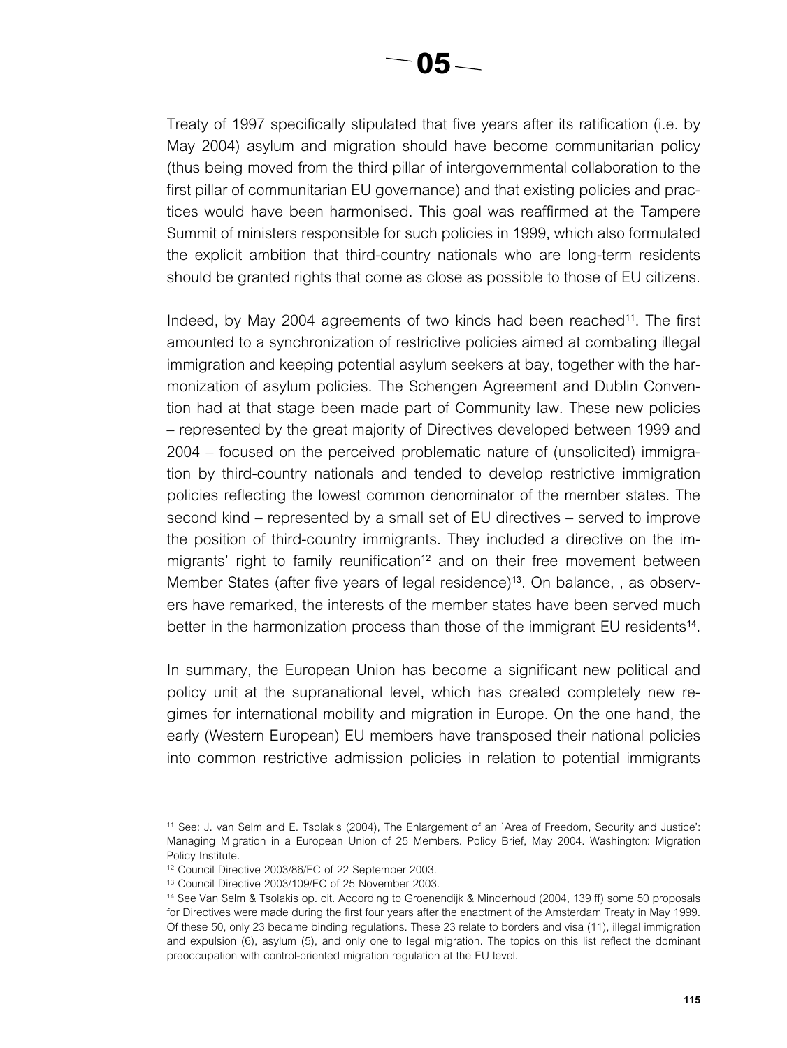Treaty of 1997 specifically stipulated that five years after its ratification (i.e. by May 2004) asylum and migration should have become communitarian policy (thus being moved from the third pillar of intergovernmental collaboration to the first pillar of communitarian EU governance) and that existing policies and practices would have been harmonised. This goal was reaffirmed at the Tampere Summit of ministers responsible for such policies in 1999, which also formulated the explicit ambition that third-country nationals who are long-term residents should be granted rights that come as close as possible to those of EU citizens.

Indeed, by May 2004 agreements of two kinds had been reached[11]. The first amounted to a synchronization of restrictive policies aimed at combating illegal immigration and keeping potential asylum seekers at bay, together with the harmonization of asylum policies. The Schengen Agreement and Dublin Convention had at that stage been made part of Community law. These new policies – represented by the great majority of Directives developed between 1999 and 2004 – focused on the perceived problematic nature of (unsolicited) immigration by third-country nationals and tended to develop restrictive immigration policies reflecting the lowest common denominator of the member states. The second kind – represented by a small set of EU directives – served to improve the position of third-country immigrants. They included a directive on the immigrants' right to family reunification[12] and on their free movement between Member States (after five years of legal residence)[13]. On balance, , as observers have remarked, the interests of the member states have been served much better in the harmonization process than those of the immigrant EU residents[14].

In summary, the European Union has become a significant new political and policy unit at the supranational level, which has created completely new regimes for international mobility and migration in Europe. On the one hand, the early (Western European) EU members have transposed their national policies into common restrictive admission policies in relation to potential immigrants

[11] See: J. van Selm and E. Tsolakis (2004), The Enlargement of an `Area of Freedom, Security and Justice': Managing Migration in a European Union of 25 Members. Policy Brief, May 2004. Washington: Migration Policy Institute.

[12] Council Directive 2003/86/EC of 22 September 2003.

[13] Council Directive 2003/109/EC of 25 November 2003.

[14] See Van Selm & Tsolakis op. cit. According to Groenendijk & Minderhoud (2004, 139 ff) some 50 proposals for Directives were made during the first four years after the enactment of the Amsterdam Treaty in May 1999. Of these 50, only 23 became binding regulations. These 23 relate to borders and visa (11), illegal immigration and expulsion (6), asylum (5), and only one to legal migration. The topics on this list reflect the dominant preoccupation with control-oriented migration regulation at the EU level.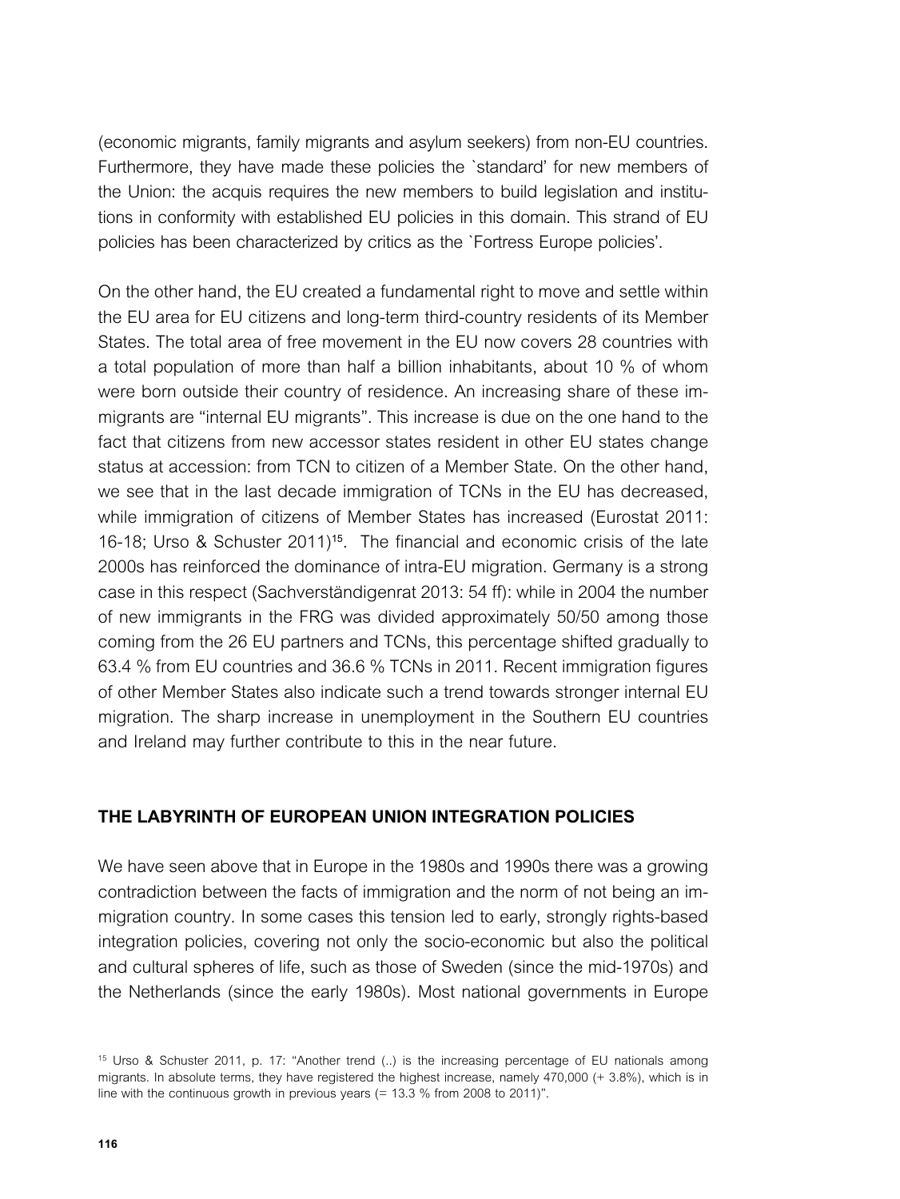(economic migrants, family migrants and asylum seekers) from non-EU countries. Furthermore, they have made these policies the `standard' for new members of the Union: the acquis requires the new members to build legislation and institutions in conformity with established EU policies in this domain. This strand of EU policies has been characterized by critics as the `Fortress Europe policies'.

On the other hand, the EU created a fundamental right to move and settle within the EU area for EU citizens and long-term third-country residents of its Member States. The total area of free movement in the EU now covers 28 countries with a total population of more than half a billion inhabitants, about 10 % of whom were born outside their country of residence. An increasing share of these immigrants are "internal EU migrants". This increase is due on the one hand to the fact that citizens from new accessor states resident in other EU states change status at accession: from TCN to citizen of a Member State. On the other hand, we see that in the last decade immigration of TCNs in the EU has decreased, while immigration of citizens of Member States has increased (Eurostat 2011: 16-18; Urso & Schuster 2011)[15]. The financial and economic crisis of the late 2000s has reinforced the dominance of intra-EU migration. Germany is a strong case in this respect (Sachverständigenrat 2013: 54 ff): while in 2004 the number of new immigrants in the FRG was divided approximately 50/50 among those coming from the 26 EU partners and TCNs, this percentage shifted gradually to 63.4 % from EU countries and 36.6 % TCNs in 2011. Recent immigration figures of other Member States also indicate such a trend towards stronger internal EU migration. The sharp increase in unemployment in the Southern EU countries and Ireland may further contribute to this in the near future.

## THE LABYRINTH OF EUROPEAN UNION INTEGRATION POLICIES

We have seen above that in Europe in the 1980s and 1990s there was a growing contradiction between the facts of immigration and the norm of not being an immigration country. In some cases this tension led to early, strongly rights-based integration policies, covering not only the socio-economic but also the political and cultural spheres of life, such as those of Sweden (since the mid-1970s) and the Netherlands (since the early 1980s). Most national governments in Europe

[15] Urso & Schuster 2011, p. 17: "Another trend (..) is the increasing percentage of EU nationals among migrants. In absolute terms, they have registered the highest increase, namely 470,000 (+ 3.8%), which is in line with the continuous growth in previous years (= 13.3 % from 2008 to 2011)".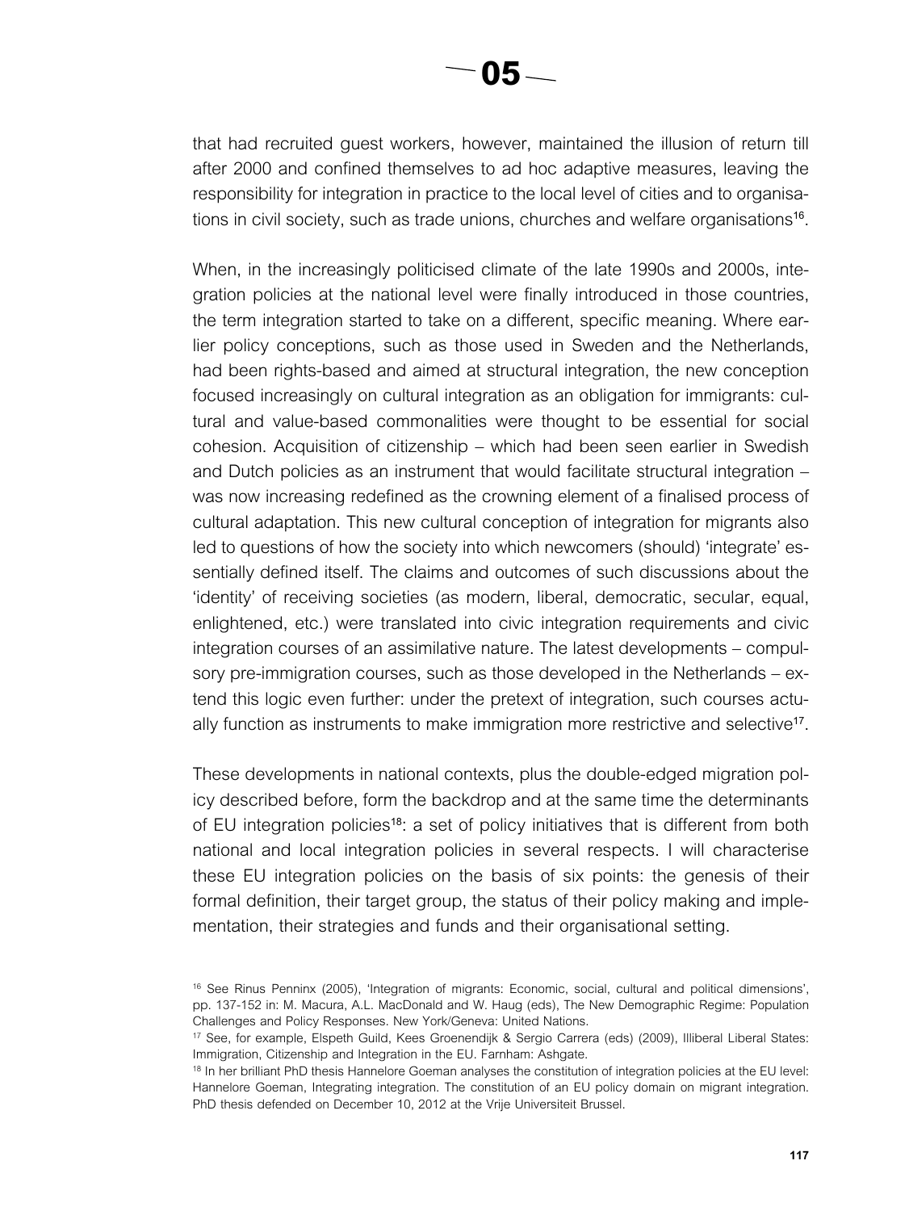that had recruited guest workers, however, maintained the illusion of return till after 2000 and confined themselves to ad hoc adaptive measures, leaving the responsibility for integration in practice to the local level of cities and to organisations in civil society, such as trade unions, churches and welfare organisations[16].

When, in the increasingly politicised climate of the late 1990s and 2000s, integration policies at the national level were finally introduced in those countries, the term integration started to take on a different, specific meaning. Where earlier policy conceptions, such as those used in Sweden and the Netherlands, had been rights-based and aimed at structural integration, the new conception focused increasingly on cultural integration as an obligation for immigrants: cultural and value-based commonalities were thought to be essential for social cohesion. Acquisition of citizenship – which had been seen earlier in Swedish and Dutch policies as an instrument that would facilitate structural integration – was now increasing redefined as the crowning element of a finalised process of cultural adaptation. This new cultural conception of integration for migrants also led to questions of how the society into which newcomers (should) 'integrate' essentially defined itself. The claims and outcomes of such discussions about the 'identity' of receiving societies (as modern, liberal, democratic, secular, equal, enlightened, etc.) were translated into civic integration requirements and civic integration courses of an assimilative nature. The latest developments – compulsory pre-immigration courses, such as those developed in the Netherlands – extend this logic even further: under the pretext of integration, such courses actually function as instruments to make immigration more restrictive and selective[17].

These developments in national contexts, plus the double-edged migration policy described before, form the backdrop and at the same time the determinants of EU integration policies[18]: a set of policy initiatives that is different from both national and local integration policies in several respects. I will characterise these EU integration policies on the basis of six points: the genesis of their formal definition, their target group, the status of their policy making and implementation, their strategies and funds and their organisational setting.

[16] See Rinus Penninx (2005), 'Integration of migrants: Economic, social, cultural and political dimensions', pp. 137-152 in: M. Macura, A.L. MacDonald and W. Haug (eds), The New Demographic Regime: Population Challenges and Policy Responses. New York/Geneva: United Nations.

[17] See, for example, Elspeth Guild, Kees Groenendijk & Sergio Carrera (eds) (2009), Illiberal Liberal States: Immigration, Citizenship and Integration in the EU. Farnham: Ashgate.

[18] In her brilliant PhD thesis Hannelore Goeman analyses the constitution of integration policies at the EU level: Hannelore Goeman, Integrating integration. The constitution of an EU policy domain on migrant integration. PhD thesis defended on December 10, 2012 at the Vrije Universiteit Brussel.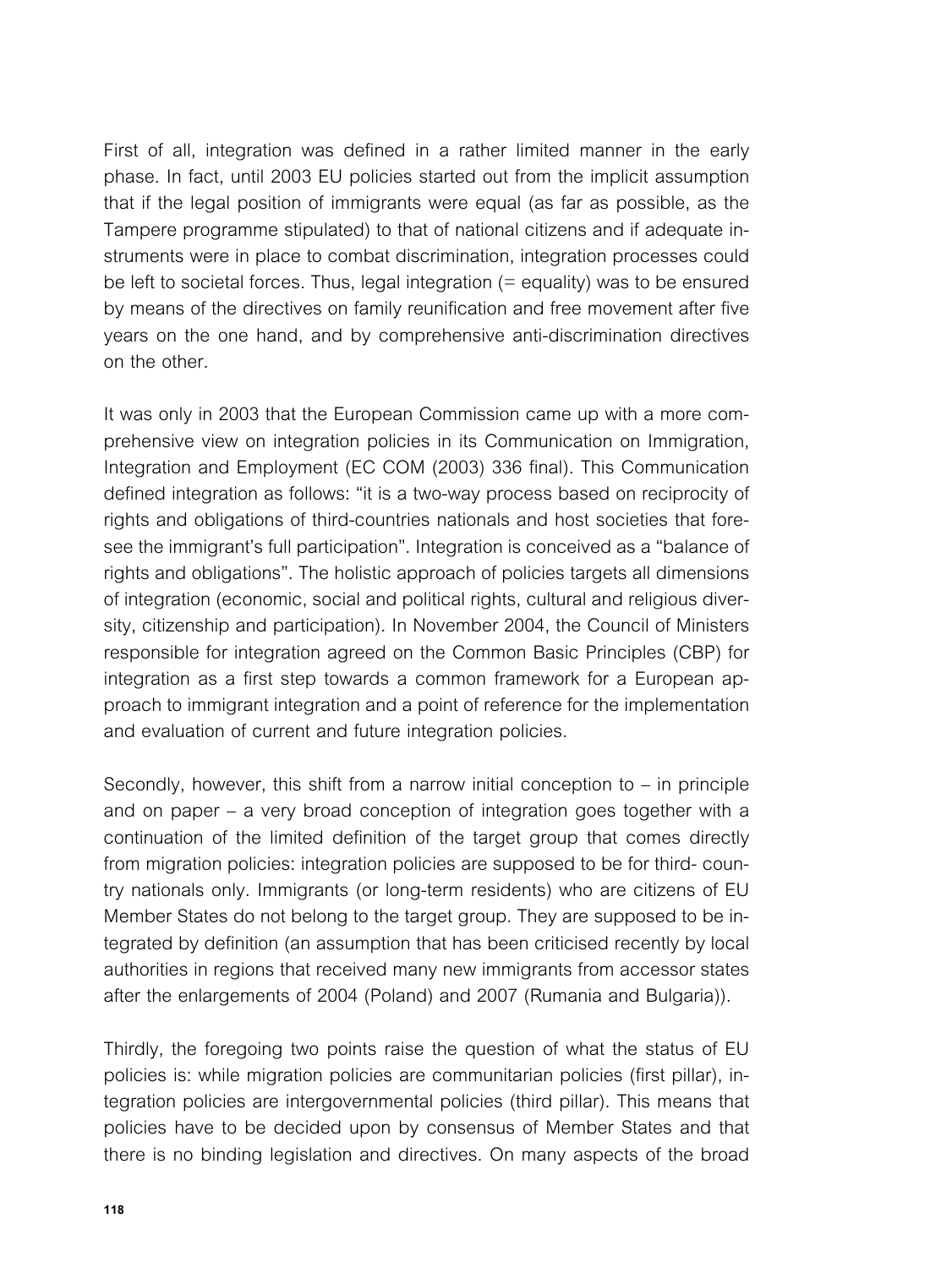First of all, integration was defined in a rather limited manner in the early phase. In fact, until 2003 EU policies started out from the implicit assumption that if the legal position of immigrants were equal (as far as possible, as the Tampere programme stipulated) to that of national citizens and if adequate instruments were in place to combat discrimination, integration processes could be left to societal forces. Thus, legal integration (= equality) was to be ensured by means of the directives on family reunification and free movement after five years on the one hand, and by comprehensive anti-discrimination directives on the other.

It was only in 2003 that the European Commission came up with a more comprehensive view on integration policies in its Communication on Immigration, Integration and Employment (EC COM (2003) 336 final). This Communication defined integration as follows: "it is a two-way process based on reciprocity of rights and obligations of third-countries nationals and host societies that foresee the immigrant's full participation". Integration is conceived as a "balance of rights and obligations". The holistic approach of policies targets all dimensions of integration (economic, social and political rights, cultural and religious diversity, citizenship and participation). In November 2004, the Council of Ministers responsible for integration agreed on the Common Basic Principles (CBP) for integration as a first step towards a common framework for a European approach to immigrant integration and a point of reference for the implementation and evaluation of current and future integration policies.

Secondly, however, this shift from a narrow initial conception to – in principle and on paper – a very broad conception of integration goes together with a continuation of the limited definition of the target group that comes directly from migration policies: integration policies are supposed to be for third- country nationals only. Immigrants (or long-term residents) who are citizens of EU Member States do not belong to the target group. They are supposed to be integrated by definition (an assumption that has been criticised recently by local authorities in regions that received many new immigrants from accessor states after the enlargements of 2004 (Poland) and 2007 (Rumania and Bulgaria)).

Thirdly, the foregoing two points raise the question of what the status of EU policies is: while migration policies are communitarian policies (first pillar), integration policies are intergovernmental policies (third pillar). This means that policies have to be decided upon by consensus of Member States and that there is no binding legislation and directives. On many aspects of the broad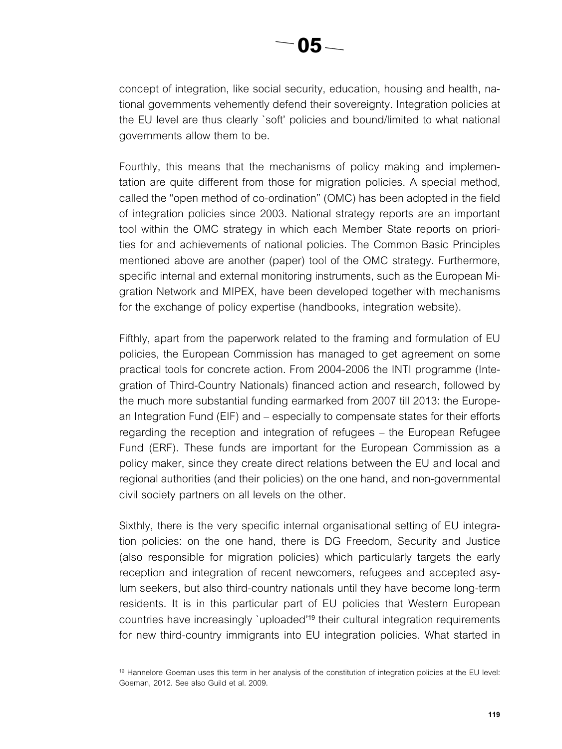concept of integration, like social security, education, housing and health, national governments vehemently defend their sovereignty. Integration policies at the EU level are thus clearly `soft' policies and bound/limited to what national governments allow them to be.

Fourthly, this means that the mechanisms of policy making and implementation are quite different from those for migration policies. A special method, called the "open method of co-ordination" (OMC) has been adopted in the field of integration policies since 2003. National strategy reports are an important tool within the OMC strategy in which each Member State reports on priorities for and achievements of national policies. The Common Basic Principles mentioned above are another (paper) tool of the OMC strategy. Furthermore, specific internal and external monitoring instruments, such as the European Migration Network and MIPEX, have been developed together with mechanisms for the exchange of policy expertise (handbooks, integration website).

Fifthly, apart from the paperwork related to the framing and formulation of EU policies, the European Commission has managed to get agreement on some practical tools for concrete action. From 2004-2006 the INTI programme (Integration of Third-Country Nationals) financed action and research, followed by the much more substantial funding earmarked from 2007 till 2013: the European Integration Fund (EIF) and – especially to compensate states for their efforts regarding the reception and integration of refugees – the European Refugee Fund (ERF). These funds are important for the European Commission as a policy maker, since they create direct relations between the EU and local and regional authorities (and their policies) on the one hand, and non-governmental civil society partners on all levels on the other.

Sixthly, there is the very specific internal organisational setting of EU integration policies: on the one hand, there is DG Freedom, Security and Justice (also responsible for migration policies) which particularly targets the early reception and integration of recent newcomers, refugees and accepted asylum seekers, but also third-country nationals until they have become long-term residents. It is in this particular part of EU policies that Western European countries have increasingly `uploaded'[19] their cultural integration requirements for new third-country immigrants into EU integration policies. What started in

[19] Hannelore Goeman uses this term in her analysis of the constitution of integration policies at the EU level: Goeman, 2012. See also Guild et al. 2009.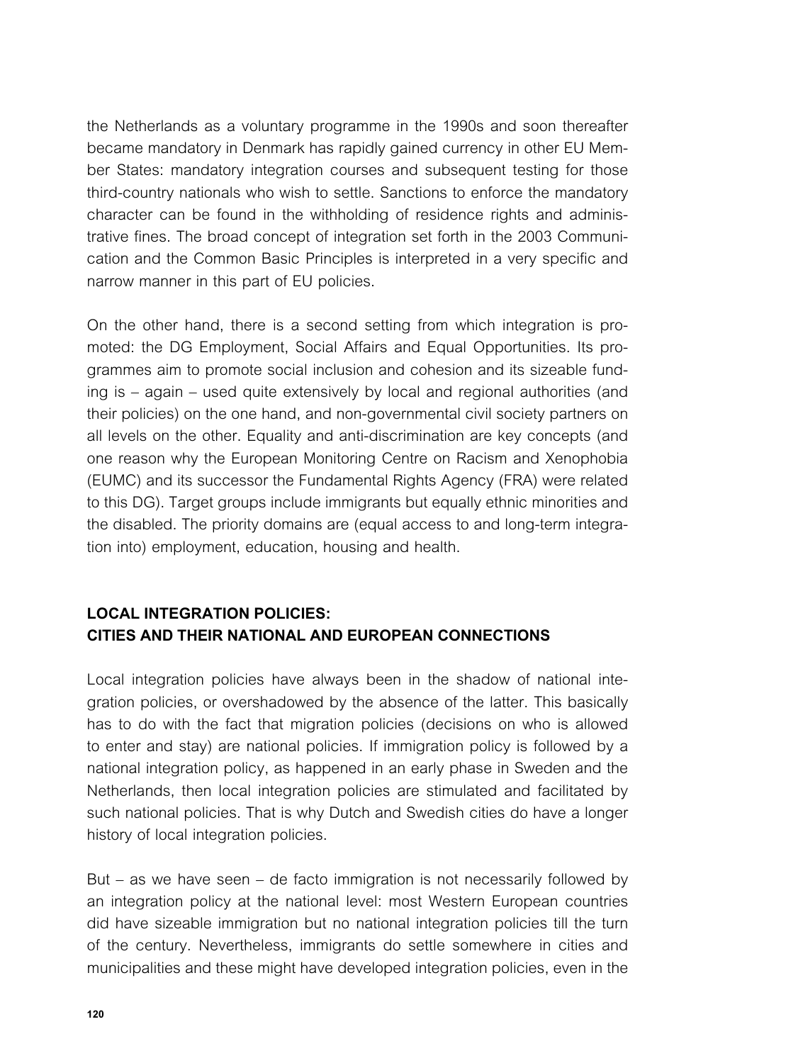the Netherlands as a voluntary programme in the 1990s and soon thereafter became mandatory in Denmark has rapidly gained currency in other EU Member States: mandatory integration courses and subsequent testing for those third-country nationals who wish to settle. Sanctions to enforce the mandatory character can be found in the withholding of residence rights and administrative fines. The broad concept of integration set forth in the 2003 Communication and the Common Basic Principles is interpreted in a very specific and narrow manner in this part of EU policies.

On the other hand, there is a second setting from which integration is promoted: the DG Employment, Social Affairs and Equal Opportunities. Its programmes aim to promote social inclusion and cohesion and its sizeable funding is – again – used quite extensively by local and regional authorities (and their policies) on the one hand, and non-governmental civil society partners on all levels on the other. Equality and anti-discrimination are key concepts (and one reason why the European Monitoring Centre on Racism and Xenophobia (EUMC) and its successor the Fundamental Rights Agency (FRA) were related to this DG). Target groups include immigrants but equally ethnic minorities and the disabled. The priority domains are (equal access to and long-term integration into) employment, education, housing and health.

## LOCAL INTEGRATION POLICIES: CITIES AND THEIR NATIONAL AND EUROPEAN CONNECTIONS

Local integration policies have always been in the shadow of national integration policies, or overshadowed by the absence of the latter. This basically has to do with the fact that migration policies (decisions on who is allowed to enter and stay) are national policies. If immigration policy is followed by a national integration policy, as happened in an early phase in Sweden and the Netherlands, then local integration policies are stimulated and facilitated by such national policies. That is why Dutch and Swedish cities do have a longer history of local integration policies.

But – as we have seen – de facto immigration is not necessarily followed by an integration policy at the national level: most Western European countries did have sizeable immigration but no national integration policies till the turn of the century. Nevertheless, immigrants do settle somewhere in cities and municipalities and these might have developed integration policies, even in the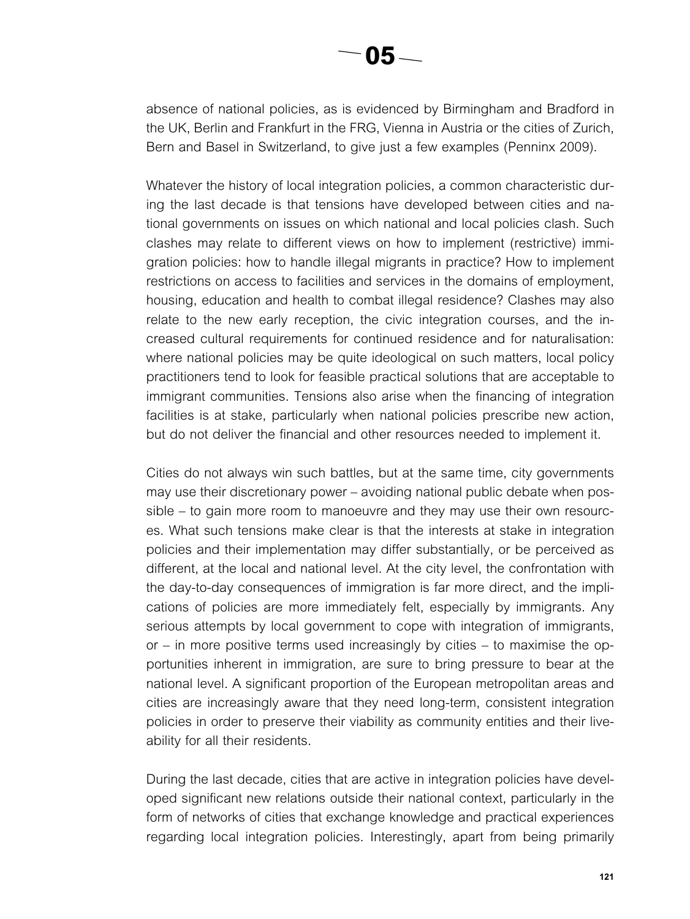absence of national policies, as is evidenced by Birmingham and Bradford in the UK, Berlin and Frankfurt in the FRG, Vienna in Austria or the cities of Zurich, Bern and Basel in Switzerland, to give just a few examples (Penninx 2009).

Whatever the history of local integration policies, a common characteristic during the last decade is that tensions have developed between cities and national governments on issues on which national and local policies clash. Such clashes may relate to different views on how to implement (restrictive) immigration policies: how to handle illegal migrants in practice? How to implement restrictions on access to facilities and services in the domains of employment, housing, education and health to combat illegal residence? Clashes may also relate to the new early reception, the civic integration courses, and the increased cultural requirements for continued residence and for naturalisation: where national policies may be quite ideological on such matters, local policy practitioners tend to look for feasible practical solutions that are acceptable to immigrant communities. Tensions also arise when the financing of integration facilities is at stake, particularly when national policies prescribe new action, but do not deliver the financial and other resources needed to implement it.

Cities do not always win such battles, but at the same time, city governments may use their discretionary power – avoiding national public debate when possible – to gain more room to manoeuvre and they may use their own resources. What such tensions make clear is that the interests at stake in integration policies and their implementation may differ substantially, or be perceived as different, at the local and national level. At the city level, the confrontation with the day-to-day consequences of immigration is far more direct, and the implications of policies are more immediately felt, especially by immigrants. Any serious attempts by local government to cope with integration of immigrants, or – in more positive terms used increasingly by cities – to maximise the opportunities inherent in immigration, are sure to bring pressure to bear at the national level. A significant proportion of the European metropolitan areas and cities are increasingly aware that they need long-term, consistent integration policies in order to preserve their viability as community entities and their liveability for all their residents.

During the last decade, cities that are active in integration policies have developed significant new relations outside their national context, particularly in the form of networks of cities that exchange knowledge and practical experiences regarding local integration policies. Interestingly, apart from being primarily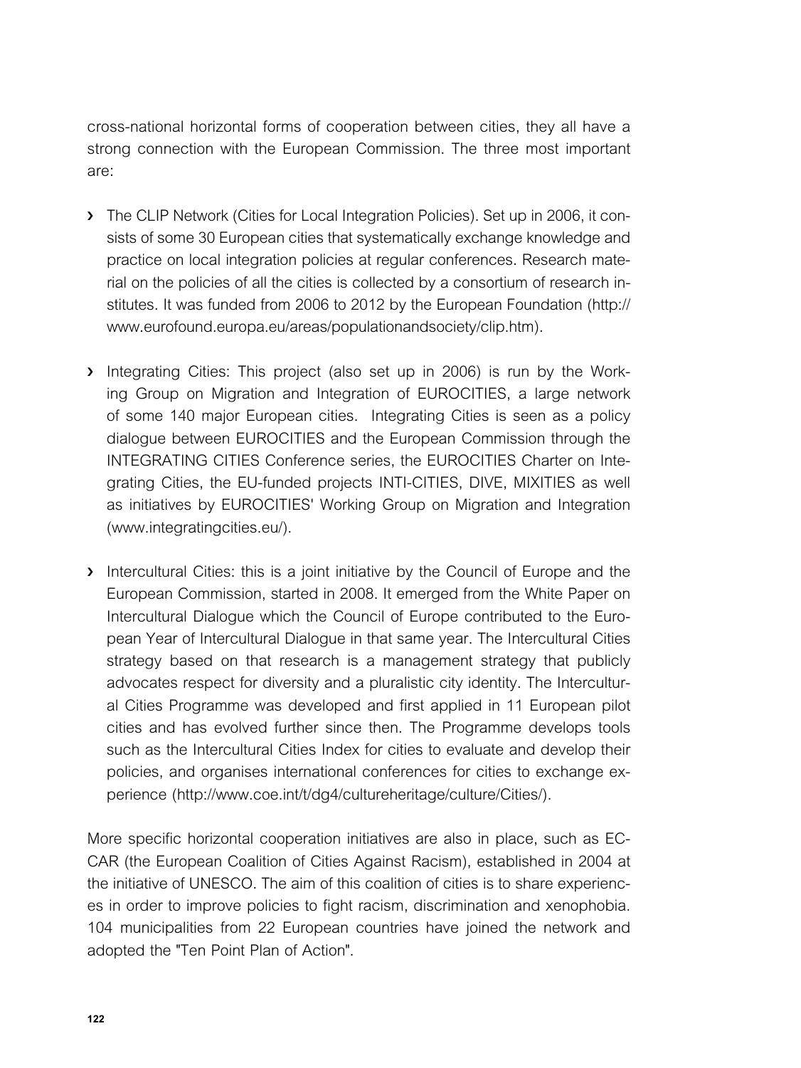cross-national horizontal forms of cooperation between cities, they all have a strong connection with the European Commission. The three most important are:

- The CLIP Network (Cities for Local Integration Policies). Set up in 2006, it consists of some 30 European cities that systematically exchange knowledge and practice on local integration policies at regular conferences. Research material on the policies of all the cities is collected by a consortium of research institutes. It was funded from 2006 to 2012 by the European Foundation (http://www.eurofound.europa.eu/areas/populationandsociety/clip.htm).

- Integrating Cities: This project (also set up in 2006) is run by the Working Group on Migration and Integration of EUROCITIES, a large network of some 140 major European cities. Integrating Cities is seen as a policy dialogue between EUROCITIES and the European Commission through the INTEGRATING CITIES Conference series, the EUROCITIES Charter on Integrating Cities, the EU-funded projects INTI-CITIES, DIVE, MIXITIES as well as initiatives by EUROCITIES' Working Group on Migration and Integration (www.integratingcities.eu/).

- Intercultural Cities: this is a joint initiative by the Council of Europe and the European Commission, started in 2008. It emerged from the White Paper on Intercultural Dialogue which the Council of Europe contributed to the European Year of Intercultural Dialogue in that same year. The Intercultural Cities strategy based on that research is a management strategy that publicly advocates respect for diversity and a pluralistic city identity. The Intercultural Cities Programme was developed and first applied in 11 European pilot cities and has evolved further since then. The Programme develops tools such as the Intercultural Cities Index for cities to evaluate and develop their policies, and organises international conferences for cities to exchange experience (http://www.coe.int/t/dg4/cultureheritage/culture/Cities/).

More specific horizontal cooperation initiatives are also in place, such as ECCAR (the European Coalition of Cities Against Racism), established in 2004 at the initiative of UNESCO. The aim of this coalition of cities is to share experiences in order to improve policies to fight racism, discrimination and xenophobia. 104 municipalities from 22 European countries have joined the network and adopted the "Ten Point Plan of Action".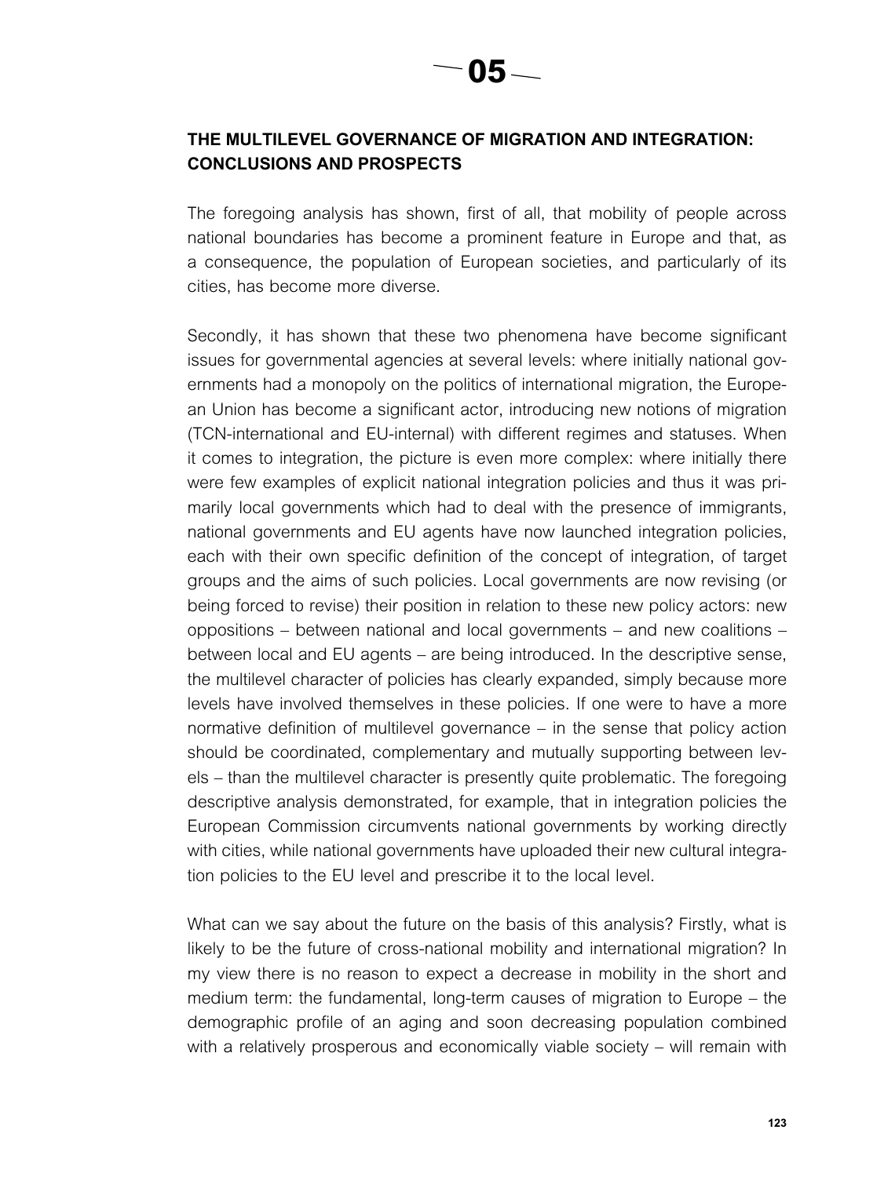# 05

## THE MULTILEVEL GOVERNANCE OF MIGRATION AND INTEGRATION: CONCLUSIONS AND PROSPECTS

The foregoing analysis has shown, first of all, that mobility of people across national boundaries has become a prominent feature in Europe and that, as a consequence, the population of European societies, and particularly of its cities, has become more diverse.

Secondly, it has shown that these two phenomena have become significant issues for governmental agencies at several levels: where initially national governments had a monopoly on the politics of international migration, the European Union has become a significant actor, introducing new notions of migration (TCN-international and EU-internal) with different regimes and statuses. When it comes to integration, the picture is even more complex: where initially there were few examples of explicit national integration policies and thus it was primarily local governments which had to deal with the presence of immigrants, national governments and EU agents have now launched integration policies, each with their own specific definition of the concept of integration, of target groups and the aims of such policies. Local governments are now revising (or being forced to revise) their position in relation to these new policy actors: new oppositions – between national and local governments – and new coalitions – between local and EU agents – are being introduced. In the descriptive sense, the multilevel character of policies has clearly expanded, simply because more levels have involved themselves in these policies. If one were to have a more normative definition of multilevel governance – in the sense that policy action should be coordinated, complementary and mutually supporting between levels – than the multilevel character is presently quite problematic. The foregoing descriptive analysis demonstrated, for example, that in integration policies the European Commission circumvents national governments by working directly with cities, while national governments have uploaded their new cultural integration policies to the EU level and prescribe it to the local level.

What can we say about the future on the basis of this analysis? Firstly, what is likely to be the future of cross-national mobility and international migration? In my view there is no reason to expect a decrease in mobility in the short and medium term: the fundamental, long-term causes of migration to Europe – the demographic profile of an aging and soon decreasing population combined with a relatively prosperous and economically viable society – will remain with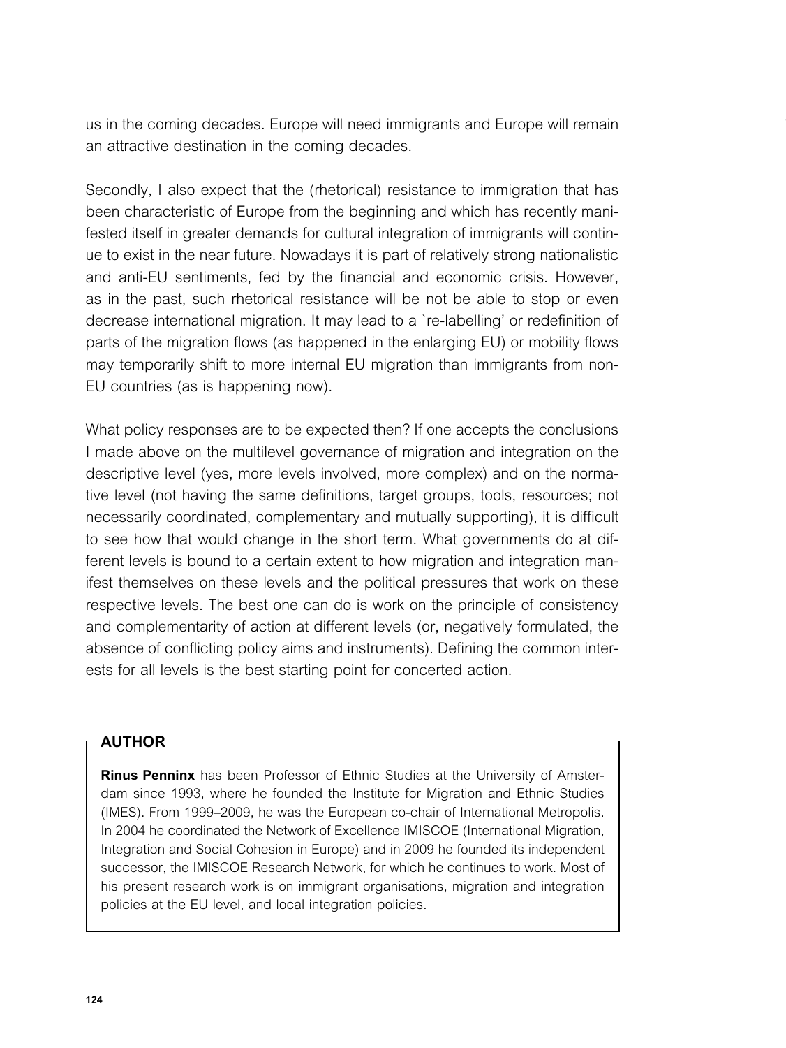us in the coming decades. Europe will need immigrants and Europe will remain an attractive destination in the coming decades.

Secondly, I also expect that the (rhetorical) resistance to immigration that has been characteristic of Europe from the beginning and which has recently manifested itself in greater demands for cultural integration of immigrants will continue to exist in the near future. Nowadays it is part of relatively strong nationalistic and anti-EU sentiments, fed by the financial and economic crisis. However, as in the past, such rhetorical resistance will be not be able to stop or even decrease international migration. It may lead to a `re-labelling' or redefinition of parts of the migration flows (as happened in the enlarging EU) or mobility flows may temporarily shift to more internal EU migration than immigrants from non-EU countries (as is happening now).

What policy responses are to be expected then? If one accepts the conclusions I made above on the multilevel governance of migration and integration on the descriptive level (yes, more levels involved, more complex) and on the normative level (not having the same definitions, target groups, tools, resources; not necessarily coordinated, complementary and mutually supporting), it is difficult to see how that would change in the short term. What governments do at different levels is bound to a certain extent to how migration and integration manifest themselves on these levels and the political pressures that work on these respective levels. The best one can do is work on the principle of consistency and complementarity of action at different levels (or, negatively formulated, the absence of conflicting policy aims and instruments). Defining the common interests for all levels is the best starting point for concerted action.

## AUTHOR

**Rinus Penninx** has been Professor of Ethnic Studies at the University of Amsterdam since 1993, where he founded the Institute for Migration and Ethnic Studies (IMES). From 1999–2009, he was the European co-chair of International Metropolis. In 2004 he coordinated the Network of Excellence IMISCOE (International Migration, Integration and Social Cohesion in Europe) and in 2009 he founded its independent successor, the IMISCOE Research Network, for which he continues to work. Most of his present research work is on immigrant organisations, migration and integration policies at the EU level, and local integration policies.